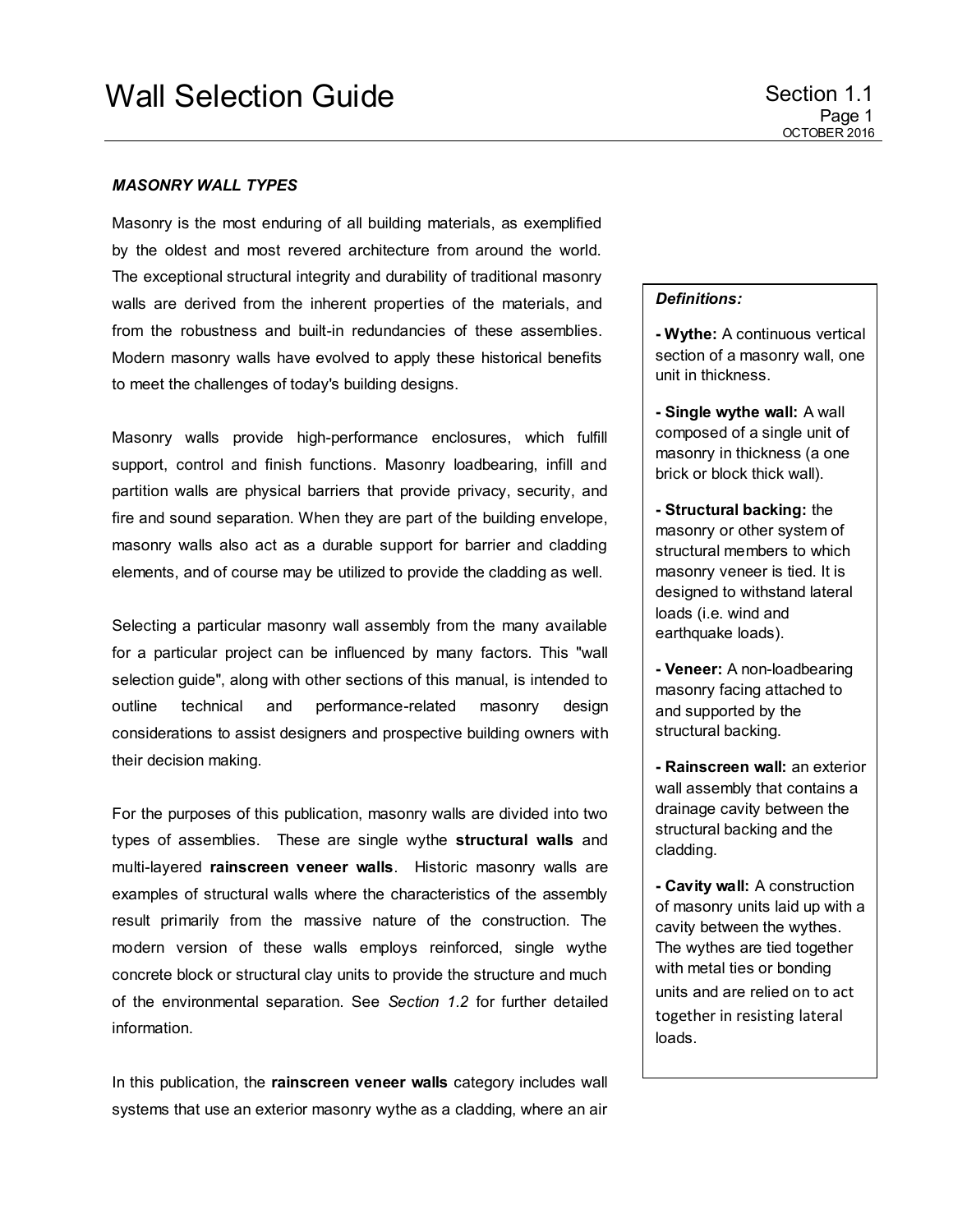# Wall Selection Guide

## MASONRY WALL TYPES

Masonry is the most enduring of all building materials, as exemplified by the oldest and most revered architecture from around the world. The exceptional structural integrity and durability of traditional masonry walls are derived from the inherent properties of the materials, and from the robustness and built-in redundancies of these assemblies. Modern masonry walls have evolved to apply these historical benefits to meet the challenges of today's building designs.

Masonry walls provide high-performance enclosures, which fulfill support, control and finish functions. Masonry loadbearing, infill and partition walls are physical barriers that provide privacy, security, and fire and sound separation. When they are part of the building envelope, masonry walls also act as a durable support for barrier and cladding elements, and of course may be utilized to provide the cladding as well.

Selecting a particular masonry wall assembly from the many available for a particular project can be influenced by many factors. This "wall selection guide", along with other sections of this manual, is intended to outline technical and performance-related masonry design considerations to assist designers and prospective building owners with their decision making.

For the purposes of this publication, masonry walls are divided into two types of assemblies. These are single wythe **structural walls** and multi-layered **rainscreen veneer walls**. Historic masonry walls are examples of structural walls where the characteristics of the assembly result primarily from the massive nature of the construction. The modern version of these walls employs reinforced, single wythe concrete block or structural clay units to provide the structure and much of the environmental separation. See *Section 1.2* for further detailed information.

In this publication, the **rainscreen veneer walls** category includes wall systems that use an exterior masonry wythe as a cladding, where an air

> ***Definitions:***
>
> **- Wythe:** A continuous vertical section of a masonry wall, one unit in thickness.
>
> **- Single wythe wall:** A wall composed of a single unit of masonry in thickness (a one brick or block thick wall).
>
> **- Structural backing:** the masonry or other system of structural members to which masonry veneer is tied. It is designed to withstand lateral loads (i.e. wind and earthquake loads).
>
> **- Veneer:** A non-loadbearing masonry facing attached to and supported by the structural backing.
>
> **- Rainscreen wall:** an exterior wall assembly that contains a drainage cavity between the structural backing and the cladding.
>
> **- Cavity wall:** A construction of masonry units laid up with a cavity between the wythes. The wythes are tied together with metal ties or bonding units and are relied on to act together in resisting lateral loads.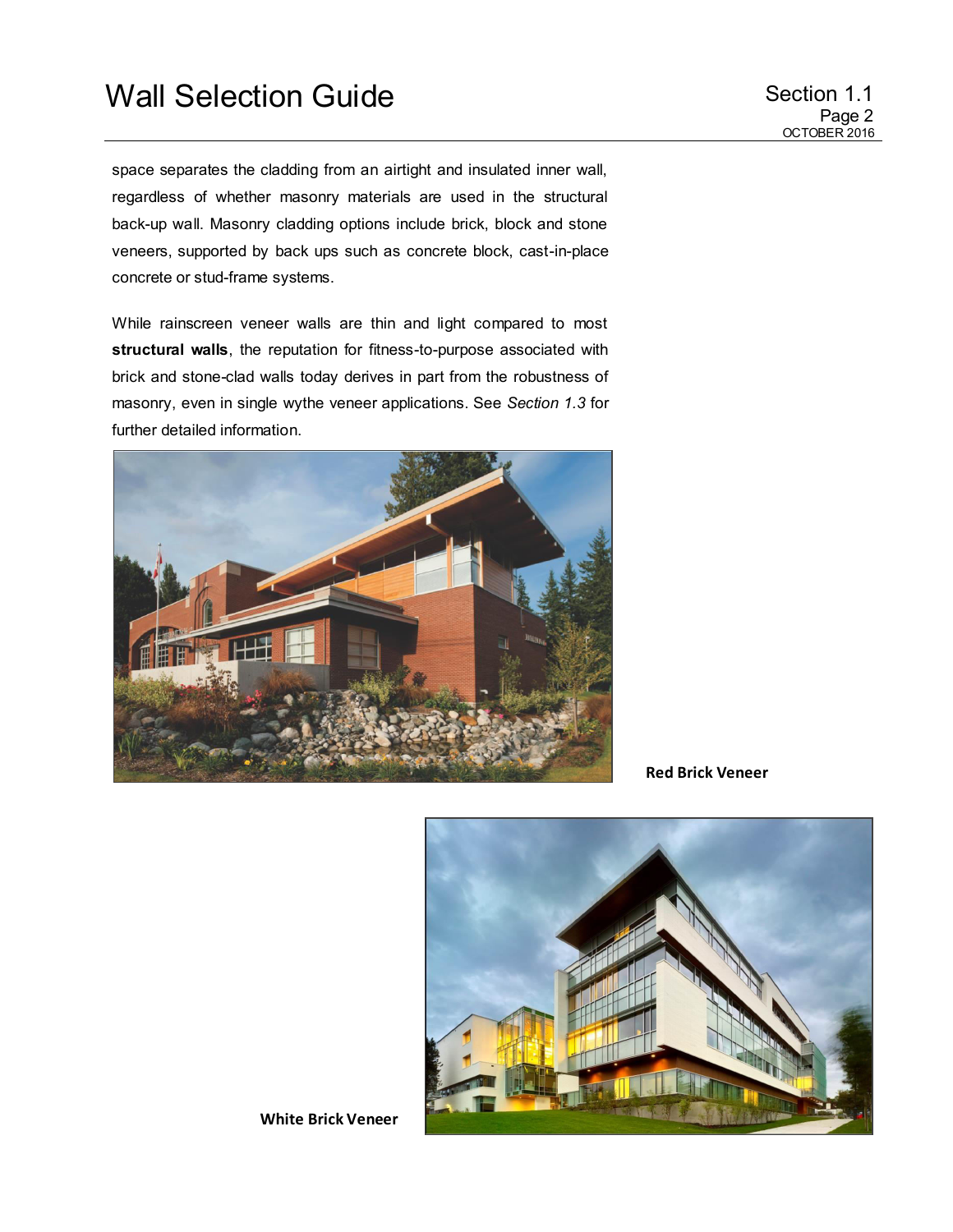space separates the cladding from an airtight and insulated inner wall, regardless of whether masonry materials are used in the structural back-up wall. Masonry cladding options include brick, block and stone veneers, supported by back ups such as concrete block, cast-in-place concrete or stud-frame systems.

While rainscreen veneer walls are thin and light compared to most **structural walls**, the reputation for fitness-to-purpose associated with brick and stone-clad walls today derives in part from the robustness of masonry, even in single wythe veneer applications. See *Section 1.3* for further detailed information.

**Red Brick Veneer**

**White Brick Veneer**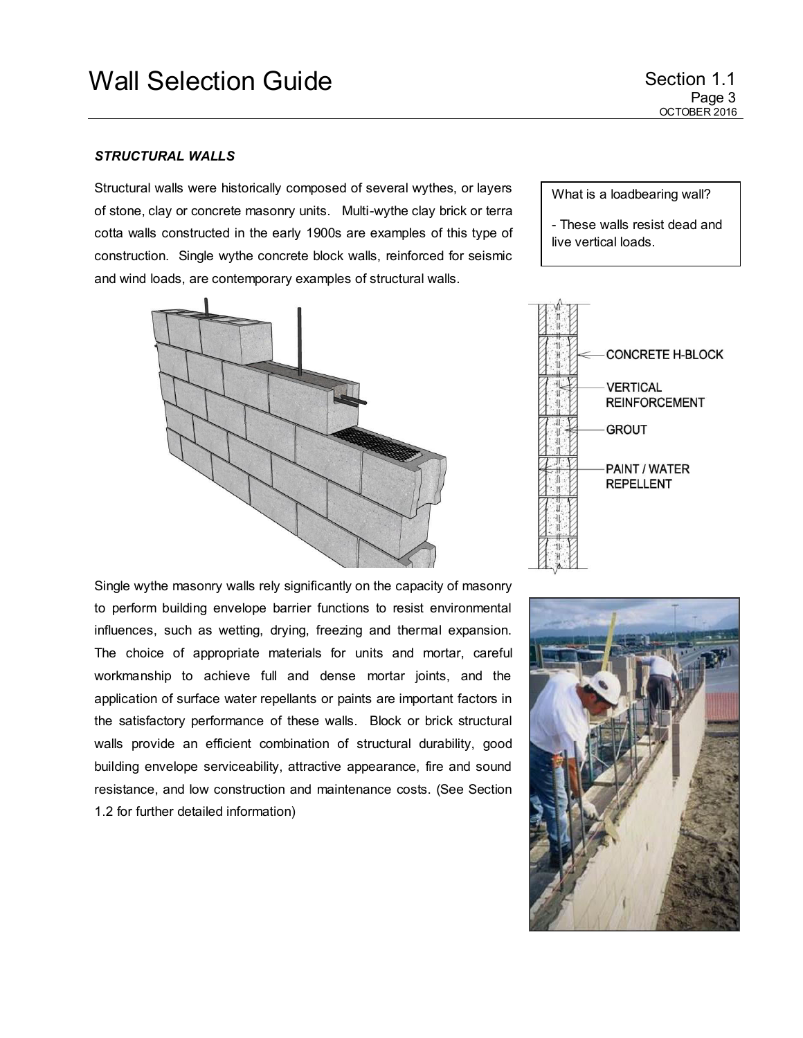*STRUCTURAL WALLS*

Structural walls were historically composed of several wythes, or layers of stone, clay or concrete masonry units. Multi-wythe clay brick or terra cotta walls constructed in the early 1900s are examples of this type of construction. Single wythe concrete block walls, reinforced for seismic and wind loads, are contemporary examples of structural walls.

What is a loadbearing wall?

- These walls resist dead and live vertical loads.

CONCRETE H-BLOCK

VERTICAL REINFORCEMENT

GROUT

PAINT / WATER REPELLENT

Single wythe masonry walls rely significantly on the capacity of masonry to perform building envelope barrier functions to resist environmental influences, such as wetting, drying, freezing and thermal expansion. The choice of appropriate materials for units and mortar, careful workmanship to achieve full and dense mortar joints, and the application of surface water repellants or paints are important factors in the satisfactory performance of these walls. Block or brick structural walls provide an efficient combination of structural durability, good building envelope serviceability, attractive appearance, fire and sound resistance, and low construction and maintenance costs. (See Section 1.2 for further detailed information)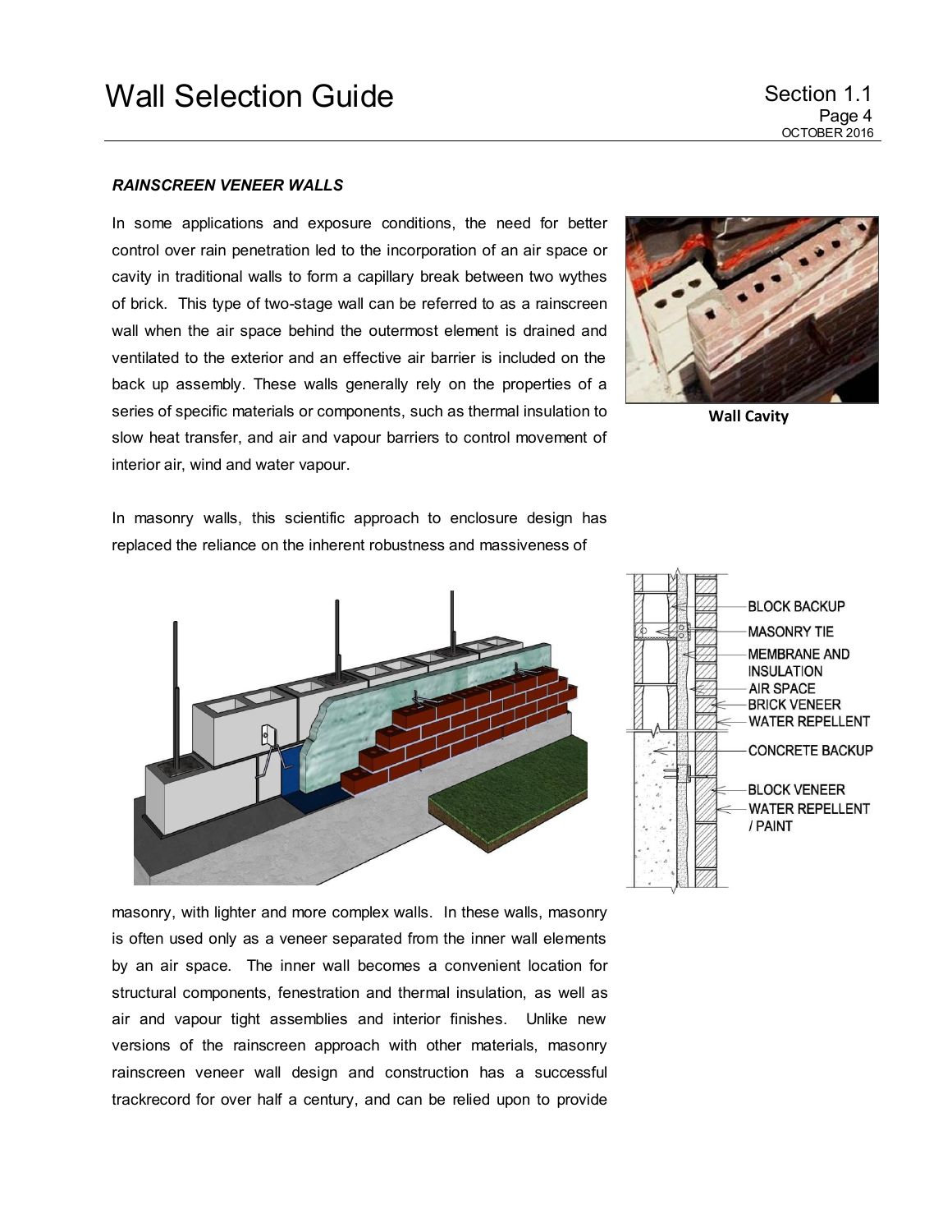*RAINSCREEN VENEER WALLS*

In some applications and exposure conditions, the need for better control over rain penetration led to the incorporation of an air space or cavity in traditional walls to form a capillary break between two wythes of brick. This type of two-stage wall can be referred to as a rainscreen wall when the air space behind the outermost element is drained and ventilated to the exterior and an effective air barrier is included on the back up assembly. These walls generally rely on the properties of a series of specific materials or components, such as thermal insulation to slow heat transfer, and air and vapour barriers to control movement of interior air, wind and water vapour.

**Wall Cavity**

In masonry walls, this scientific approach to enclosure design has replaced the reliance on the inherent robustness and massiveness of masonry, with lighter and more complex walls. In these walls, masonry is often used only as a veneer separated from the inner wall elements by an air space. The inner wall becomes a convenient location for structural components, fenestration and thermal insulation, as well as air and vapour tight assemblies and interior finishes. Unlike new versions of the rainscreen approach with other materials, masonry rainscreen veneer wall design and construction has a successful trackrecord for over half a century, and can be relied upon to provide

BLOCK BACKUP
MASONRY TIE
MEMBRANE AND INSULATION
AIR SPACE
BRICK VENEER
WATER REPELLENT
CONCRETE BACKUP
BLOCK VENEER
WATER REPELLENT / PAINT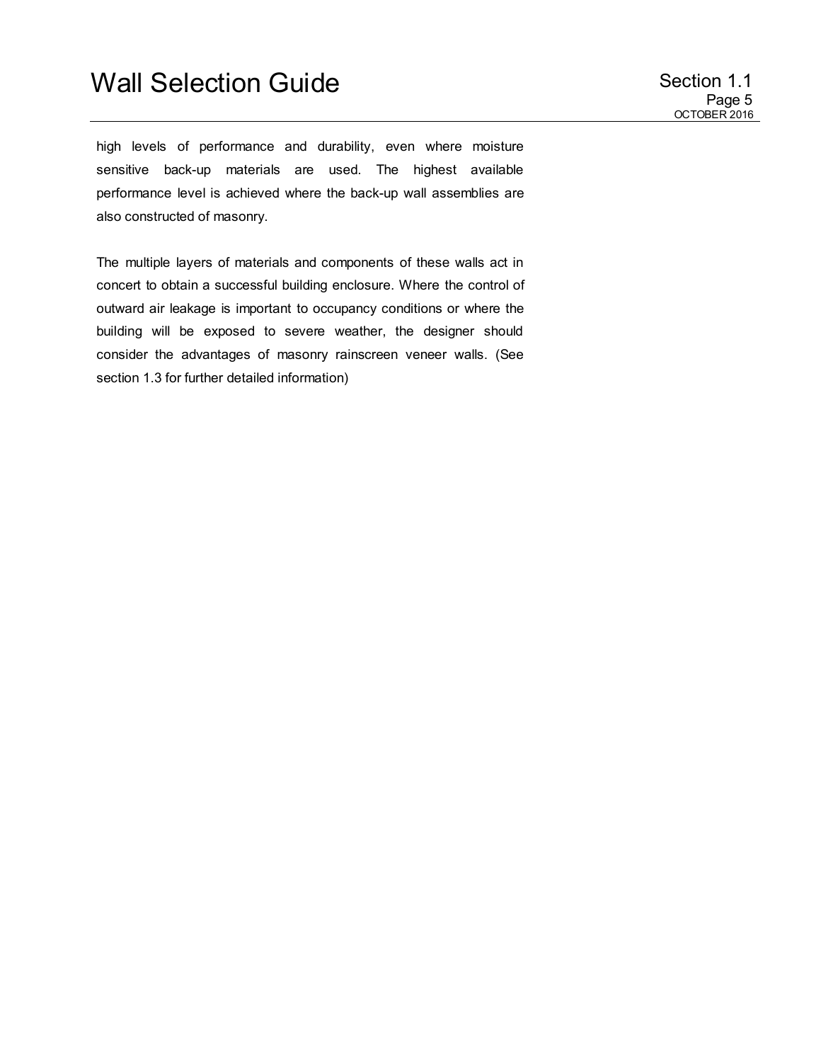high levels of performance and durability, even where moisture sensitive back-up materials are used. The highest available performance level is achieved where the back-up wall assemblies are also constructed of masonry.

The multiple layers of materials and components of these walls act in concert to obtain a successful building enclosure. Where the control of outward air leakage is important to occupancy conditions or where the building will be exposed to severe weather, the designer should consider the advantages of masonry rainscreen veneer walls. (See section 1.3 for further detailed information)